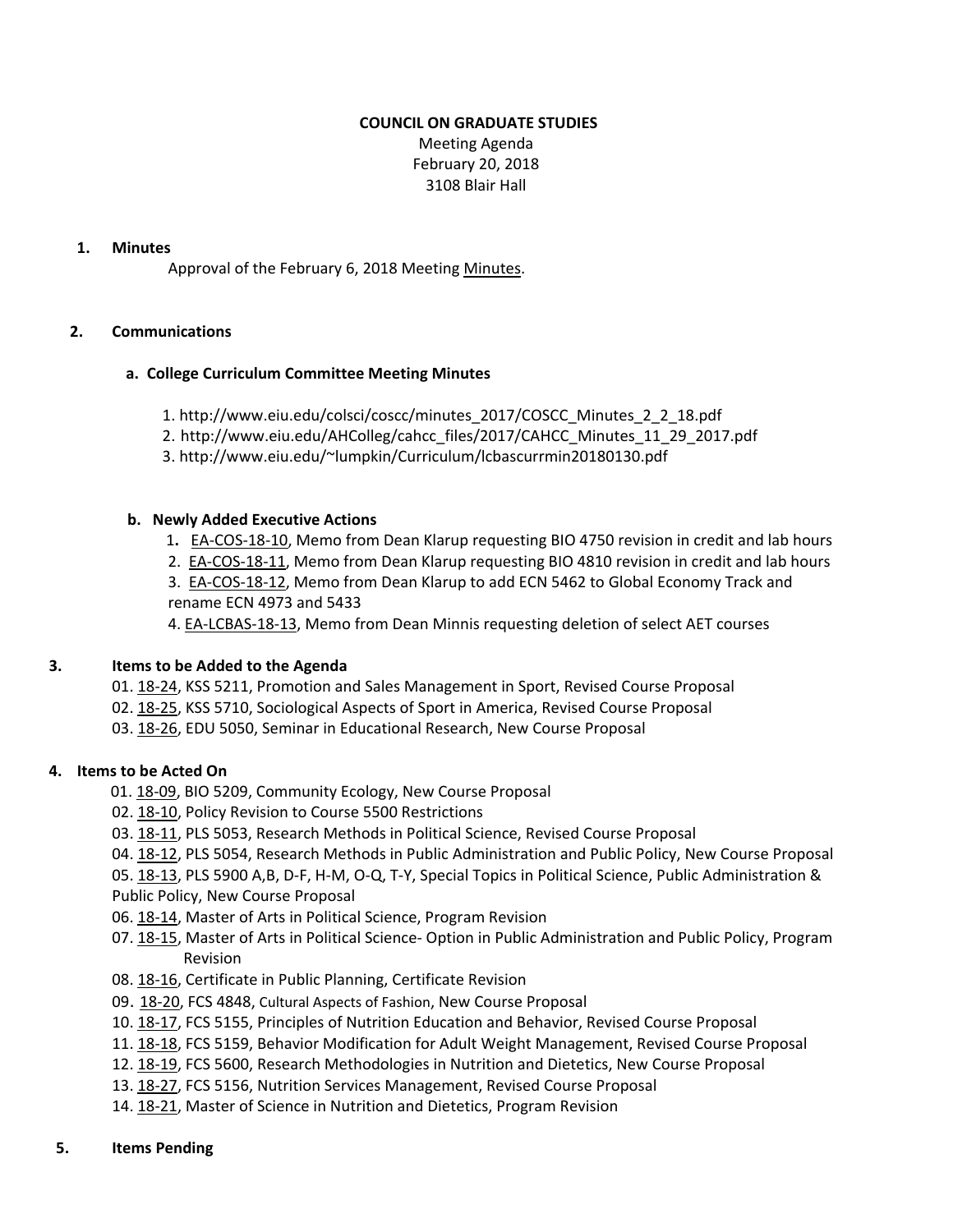**COUNCIL ON GRADUATE STUDIES**

Meeting Agenda

February 20, 2018

3108 Blair Hall

1. **Minutes**

   Approval of the February 6, 2018 Meeting Minutes.

2. **Communications**

   **a. College Curriculum Committee Meeting Minutes**

   1. http://www.eiu.edu/colsci/coscc/minutes_2017/COSCC_Minutes_2_2_18.pdf
   2. http://www.eiu.edu/AHColleg/cahcc_files/2017/CAHCC_Minutes_11_29_2017.pdf
   3. http://www.eiu.edu/~lumpkin/Curriculum/lcbascurrmin20180130.pdf

   **b. Newly Added Executive Actions**

   1. EA-COS-18-10, Memo from Dean Klarup requesting BIO 4750 revision in credit and lab hours
   2. EA-COS-18-11, Memo from Dean Klarup requesting BIO 4810 revision in credit and lab hours
   3. EA-COS-18-12, Memo from Dean Klarup to add ECN 5462 to Global Economy Track and rename ECN 4973 and 5433
   4. EA-LCBAS-18-13, Memo from Dean Minnis requesting deletion of select AET courses

3. **Items to be Added to the Agenda**

   01. 18-24, KSS 5211, Promotion and Sales Management in Sport, Revised Course Proposal
   02. 18-25, KSS 5710, Sociological Aspects of Sport in America, Revised Course Proposal
   03. 18-26, EDU 5050, Seminar in Educational Research, New Course Proposal

4. **Items to be Acted On**

   01. 18-09, BIO 5209, Community Ecology, New Course Proposal
   02. 18-10, Policy Revision to Course 5500 Restrictions
   03. 18-11, PLS 5053, Research Methods in Political Science, Revised Course Proposal
   04. 18-12, PLS 5054, Research Methods in Public Administration and Public Policy, New Course Proposal
   05. 18-13, PLS 5900 A,B, D-F, H-M, O-Q, T-Y, Special Topics in Political Science, Public Administration & Public Policy, New Course Proposal
   06. 18-14, Master of Arts in Political Science, Program Revision
   07. 18-15, Master of Arts in Political Science- Option in Public Administration and Public Policy, Program Revision
   08. 18-16, Certificate in Public Planning, Certificate Revision
   09. 18-20, FCS 4848, Cultural Aspects of Fashion, New Course Proposal
   10. 18-17, FCS 5155, Principles of Nutrition Education and Behavior, Revised Course Proposal
   11. 18-18, FCS 5159, Behavior Modification for Adult Weight Management, Revised Course Proposal
   12. 18-19, FCS 5600, Research Methodologies in Nutrition and Dietetics, New Course Proposal
   13. 18-27, FCS 5156, Nutrition Services Management, Revised Course Proposal
   14. 18-21, Master of Science in Nutrition and Dietetics, Program Revision

5. **Items Pending**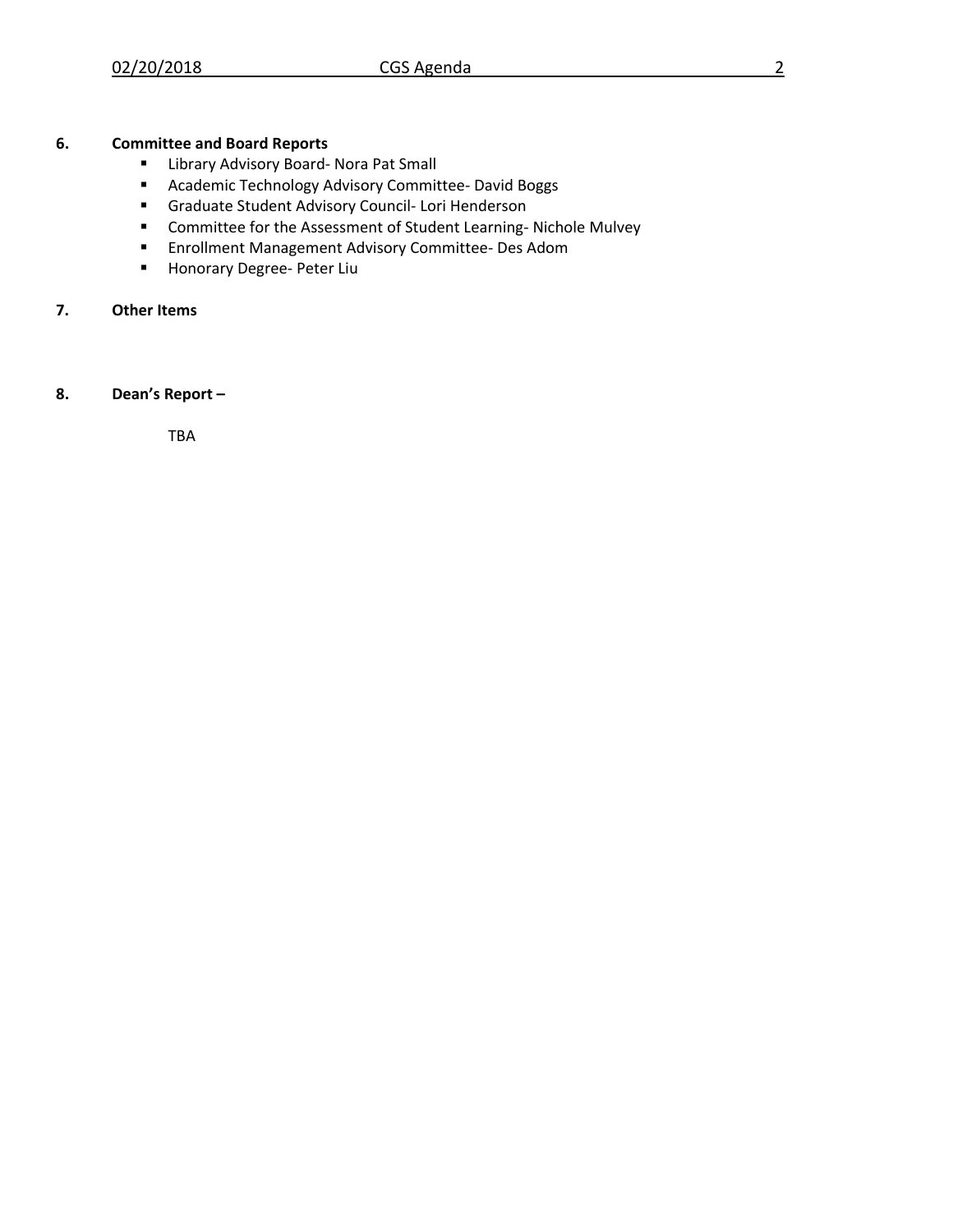## 6. Committee and Board Reports

- Library Advisory Board- Nora Pat Small
- Academic Technology Advisory Committee- David Boggs
- Graduate Student Advisory Council- Lori Henderson
- Committee for the Assessment of Student Learning- Nichole Mulvey
- Enrollment Management Advisory Committee- Des Adom
- Honorary Degree- Peter Liu

## 7. Other Items

## 8. Dean's Report –

TBA